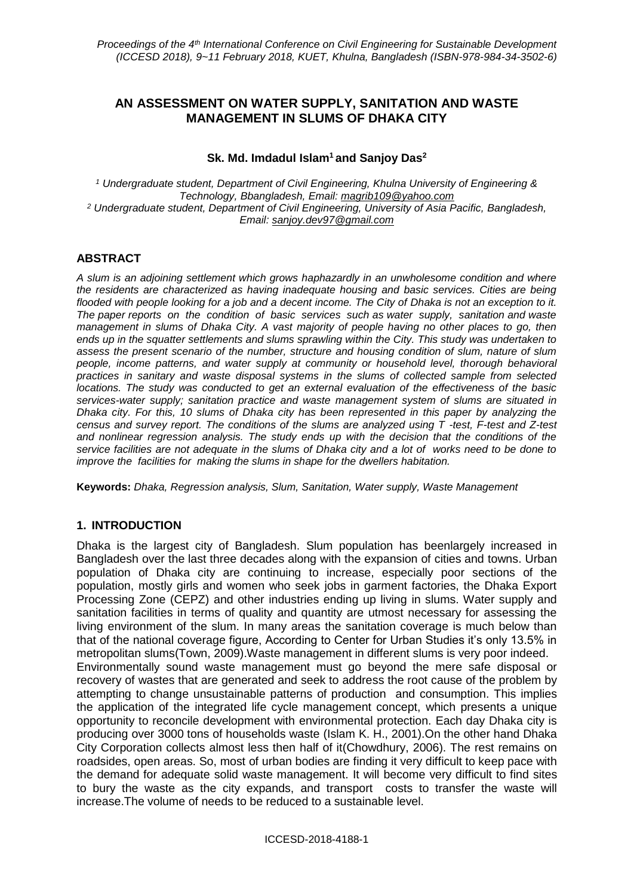# AN ASSESSMENT ON WATER SUPPLY, SANITATION AND WASTE MANAGEMENT IN SLUMS OF DHAKA CITY

**Sk. Md. Imdadul Islam[1] and Sanjoy Das[2]**

*[1] Undergraduate student, Department of Civil Engineering, Khulna University of Engineering & Technology, Bbangladesh, Email: magrib109@yahoo.com*
*[2] Undergraduate student, Department of Civil Engineering, University of Asia Pacific, Bangladesh, Email: sanjoy.dev97@gmail.com*

## ABSTRACT

*A slum is an adjoining settlement which grows haphazardly in an unwholesome condition and where the residents are characterized as having inadequate housing and basic services. Cities are being flooded with people looking for a job and a decent income. The City of Dhaka is not an exception to it. The paper reports on the condition of basic services such as water supply, sanitation and waste management in slums of Dhaka City. A vast majority of people having no other places to go, then ends up in the squatter settlements and slums sprawling within the City. This study was undertaken to assess the present scenario of the number, structure and housing condition of slum, nature of slum people, income patterns, and water supply at community or household level, thorough behavioral practices in sanitary and waste disposal systems in the slums of collected sample from selected locations. The study was conducted to get an external evaluation of the effectiveness of the basic services-water supply; sanitation practice and waste management system of slums are situated in Dhaka city. For this, 10 slums of Dhaka city has been represented in this paper by analyzing the census and survey report. The conditions of the slums are analyzed using T -test, F-test and Z-test and nonlinear regression analysis. The study ends up with the decision that the conditions of the service facilities are not adequate in the slums of Dhaka city and a lot of works need to be done to improve the facilities for making the slums in shape for the dwellers habitation.*

**Keywords:** *Dhaka, Regression analysis, Slum, Sanitation, Water supply, Waste Management*

## 1. INTRODUCTION

Dhaka is the largest city of Bangladesh. Slum population has beenlargely increased in Bangladesh over the last three decades along with the expansion of cities and towns. Urban population of Dhaka city are continuing to increase, especially poor sections of the population, mostly girls and women who seek jobs in garment factories, the Dhaka Export Processing Zone (CEPZ) and other industries ending up living in slums. Water supply and sanitation facilities in terms of quality and quantity are utmost necessary for assessing the living environment of the slum. In many areas the sanitation coverage is much below than that of the national coverage figure, According to Center for Urban Studies it's only 13.5% in metropolitan slums(Town, 2009).Waste management in different slums is very poor indeed.

Environmentally sound waste management must go beyond the mere safe disposal or recovery of wastes that are generated and seek to address the root cause of the problem by attempting to change unsustainable patterns of production and consumption. This implies the application of the integrated life cycle management concept, which presents a unique opportunity to reconcile development with environmental protection. Each day Dhaka city is producing over 3000 tons of households waste (Islam K. H., 2001).On the other hand Dhaka City Corporation collects almost less then half of it(Chowdhury, 2006). The rest remains on roadsides, open areas. So, most of urban bodies are finding it very difficult to keep pace with the demand for adequate solid waste management. It will become very difficult to find sites to bury the waste as the city expands, and transport costs to transfer the waste will increase.The volume of needs to be reduced to a sustainable level.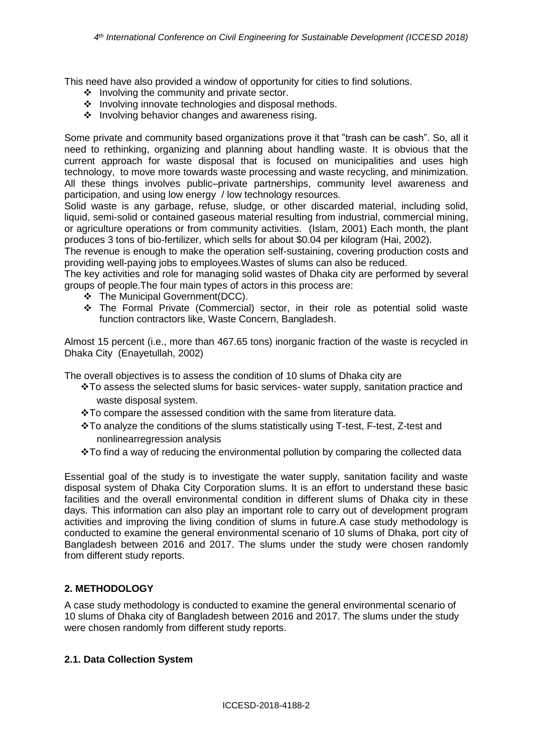This need have also provided a window of opportunity for cities to find solutions.

- ❖ Involving the community and private sector.
- ❖ Involving innovate technologies and disposal methods.
- ❖ Involving behavior changes and awareness rising.

Some private and community based organizations prove it that "trash can be cash". So, all it need to rethinking, organizing and planning about handling waste. It is obvious that the current approach for waste disposal that is focused on municipalities and uses high technology, to move more towards waste processing and waste recycling, and minimization. All these things involves public–private partnerships, community level awareness and participation, and using low energy / low technology resources.

Solid waste is any garbage, refuse, sludge, or other discarded material, including solid, liquid, semi-solid or contained gaseous material resulting from industrial, commercial mining, or agriculture operations or from community activities. (Islam, 2001) Each month, the plant produces 3 tons of bio-fertilizer, which sells for about $0.04 per kilogram (Hai, 2002).

The revenue is enough to make the operation self-sustaining, covering production costs and providing well-paying jobs to employees.Wastes of slums can also be reduced.

The key activities and role for managing solid wastes of Dhaka city are performed by several groups of people.The four main types of actors in this process are:

- ❖ The Municipal Government(DCC).
- ❖ The Formal Private (Commercial) sector, in their role as potential solid waste function contractors like, Waste Concern, Bangladesh.

Almost 15 percent (i.e., more than 467.65 tons) inorganic fraction of the waste is recycled in Dhaka City (Enayetullah, 2002)

The overall objectives is to assess the condition of 10 slums of Dhaka city are

- ❖ To assess the selected slums for basic services- water supply, sanitation practice and waste disposal system.
- ❖ To compare the assessed condition with the same from literature data.
- ❖ To analyze the conditions of the slums statistically using T-test, F-test, Z-test and nonlinearregression analysis
- ❖ To find a way of reducing the environmental pollution by comparing the collected data

Essential goal of the study is to investigate the water supply, sanitation facility and waste disposal system of Dhaka City Corporation slums. It is an effort to understand these basic facilities and the overall environmental condition in different slums of Dhaka city in these days. This information can also play an important role to carry out of development program activities and improving the living condition of slums in future.A case study methodology is conducted to examine the general environmental scenario of 10 slums of Dhaka, port city of Bangladesh between 2016 and 2017. The slums under the study were chosen randomly from different study reports.

## 2. METHODOLOGY

A case study methodology is conducted to examine the general environmental scenario of 10 slums of Dhaka city of Bangladesh between 2016 and 2017. The slums under the study were chosen randomly from different study reports.

### 2.1. Data Collection System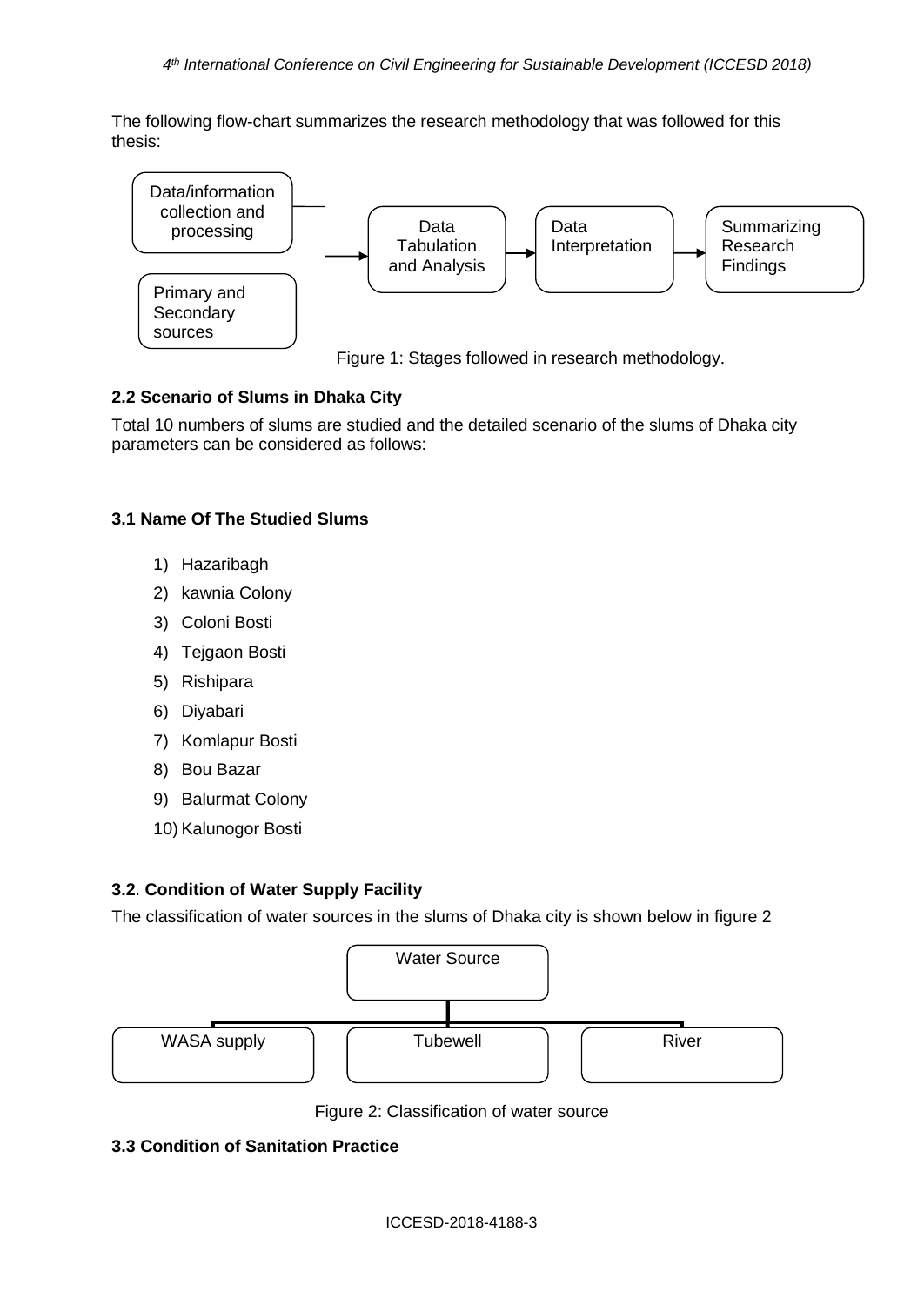The following flow-chart summarizes the research methodology that was followed for this thesis:

Data/information collection and processing

Primary and Secondary sources

Data Tabulation and Analysis → Data Interpretation → Summarizing Research Findings

Figure 1: Stages followed in research methodology.

### 2.2 Scenario of Slums in Dhaka City

Total 10 numbers of slums are studied and the detailed scenario of the slums of Dhaka city parameters can be considered as follows:

### 3.1 Name Of The Studied Slums

1) Hazaribagh
2) kawnia Colony
3) Coloni Bosti
4) Tejgaon Bosti
5) Rishipara
6) Diyabari
7) Komlapur Bosti
8) Bou Bazar
9) Balurmat Colony
10) Kalunogor Bosti

### 3.2. Condition of Water Supply Facility

The classification of water sources in the slums of Dhaka city is shown below in figure 2

Water Source

WASA supply | Tubewell | River

Figure 2: Classification of water source

### 3.3 Condition of Sanitation Practice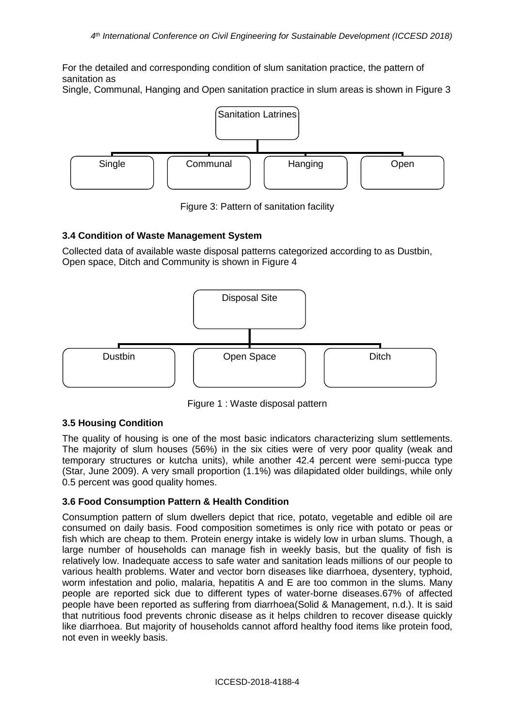For the detailed and corresponding condition of slum sanitation practice, the pattern of sanitation as

Single, Communal, Hanging and Open sanitation practice in slum areas is shown in Figure 3

Sanitation Latrines

Single | Communal | Hanging | Open

Figure 3: Pattern of sanitation facility

### 3.4 Condition of Waste Management System

Collected data of available waste disposal patterns categorized according to as Dustbin, Open space, Ditch and Community is shown in Figure 4

Disposal Site

Dustbin | Open Space | Ditch

Figure 1 : Waste disposal pattern

### 3.5 Housing Condition

The quality of housing is one of the most basic indicators characterizing slum settlements. The majority of slum houses (56%) in the six cities were of very poor quality (weak and temporary structures or kutcha units), while another 42.4 percent were semi-pucca type (Star, June 2009). A very small proportion (1.1%) was dilapidated older buildings, while only 0.5 percent was good quality homes.

### 3.6 Food Consumption Pattern & Health Condition

Consumption pattern of slum dwellers depict that rice, potato, vegetable and edible oil are consumed on daily basis. Food composition sometimes is only rice with potato or peas or fish which are cheap to them. Protein energy intake is widely low in urban slums. Though, a large number of households can manage fish in weekly basis, but the quality of fish is relatively low. Inadequate access to safe water and sanitation leads millions of our people to various health problems. Water and vector born diseases like diarrhoea, dysentery, typhoid, worm infestation and polio, malaria, hepatitis A and E are too common in the slums. Many people are reported sick due to different types of water-borne diseases.67% of affected people have been reported as suffering from diarrhoea(Solid & Management, n.d.). It is said that nutritious food prevents chronic disease as it helps children to recover disease quickly like diarrhoea. But majority of households cannot afford healthy food items like protein food, not even in weekly basis.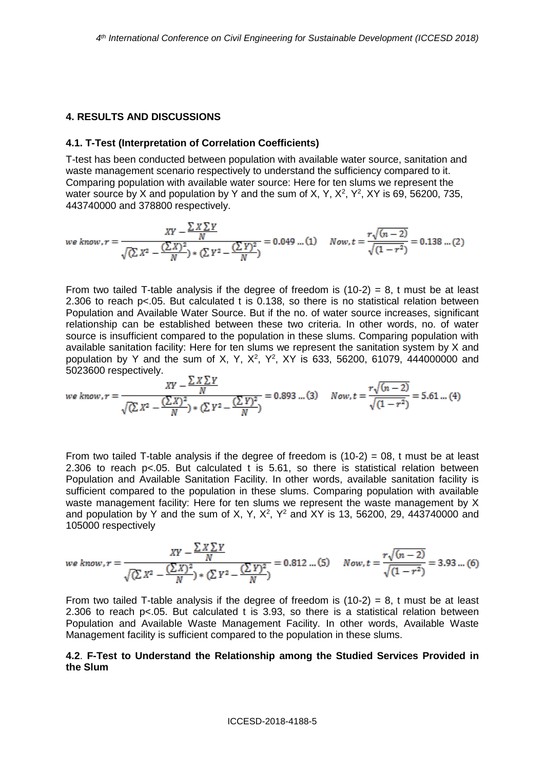## 4. RESULTS AND DISCUSSIONS

### 4.1. T-Test (Interpretation of Correlation Coefficients)

T-test has been conducted between population with available water source, sanitation and waste management scenario respectively to understand the sufficiency compared to it. Comparing population with available water source: Here for ten slums we represent the water source by X and population by Y and the sum of X, Y, $X^2$, $Y^2$, XY is 69, 56200, 735, 443740000 and 378800 respectively.

$$we\ know, r = \frac{XY - \frac{\sum X \sum Y}{N}}{\sqrt{(\sum X^2 - \frac{(\sum X)^2}{N}) * (\sum Y^2 - \frac{(\sum Y)^2}{N})}} = 0.049 \ldots (1) \quad Now, t = \frac{r\sqrt{(n-2)}}{\sqrt{(1-r^2)}} = 0.138 \ldots (2)$$

From two tailed T-table analysis if the degree of freedom is (10-2) = 8, t must be at least 2.306 to reach $p<.05$. But calculated t is 0.138, so there is no statistical relation between Population and Available Water Source. But if the no. of water source increases, significant relationship can be established between these two criteria. In other words, no. of water source is insufficient compared to the population in these slums. Comparing population with available sanitation facility: Here for ten slums we represent the sanitation system by X and population by Y and the sum of X, Y, $X^2$, $Y^2$, XY is 633, 56200, 61079, 444000000 and 5023600 respectively.

$$we\ know, r = \frac{XY - \frac{\sum X \sum Y}{N}}{\sqrt{(\sum X^2 - \frac{(\sum X)^2}{N}) * (\sum Y^2 - \frac{(\sum Y)^2}{N})}} = 0.893 \ldots (3) \quad Now, t = \frac{r\sqrt{(n-2)}}{\sqrt{(1-r^2)}} = 5.61 \ldots (4)$$

From two tailed T-table analysis if the degree of freedom is (10-2) = 08, t must be at least 2.306 to reach $p<.05$. But calculated t is 5.61, so there is statistical relation between Population and Available Sanitation Facility. In other words, available sanitation facility is sufficient compared to the population in these slums. Comparing population with available waste management facility: Here for ten slums we represent the waste management by X and population by Y and the sum of X, Y, $X^2$, $Y^2$ and XY is 13, 56200, 29, 443740000 and 105000 respectively

$$we\ know, r = \frac{XY - \frac{\sum X \sum Y}{N}}{\sqrt{(\sum X^2 - \frac{(\sum X)^2}{N}) * (\sum Y^2 - \frac{(\sum Y)^2}{N})}} = 0.812 \ldots (5) \quad Now, t = \frac{r\sqrt{(n-2)}}{\sqrt{(1-r^2)}} = 3.93 \ldots (6)$$

From two tailed T-table analysis if the degree of freedom is (10-2) = 8, t must be at least 2.306 to reach $p<.05$. But calculated t is 3.93, so there is a statistical relation between Population and Available Waste Management Facility. In other words, Available Waste Management facility is sufficient compared to the population in these slums.

### 4.2. F-Test to Understand the Relationship among the Studied Services Provided in the Slum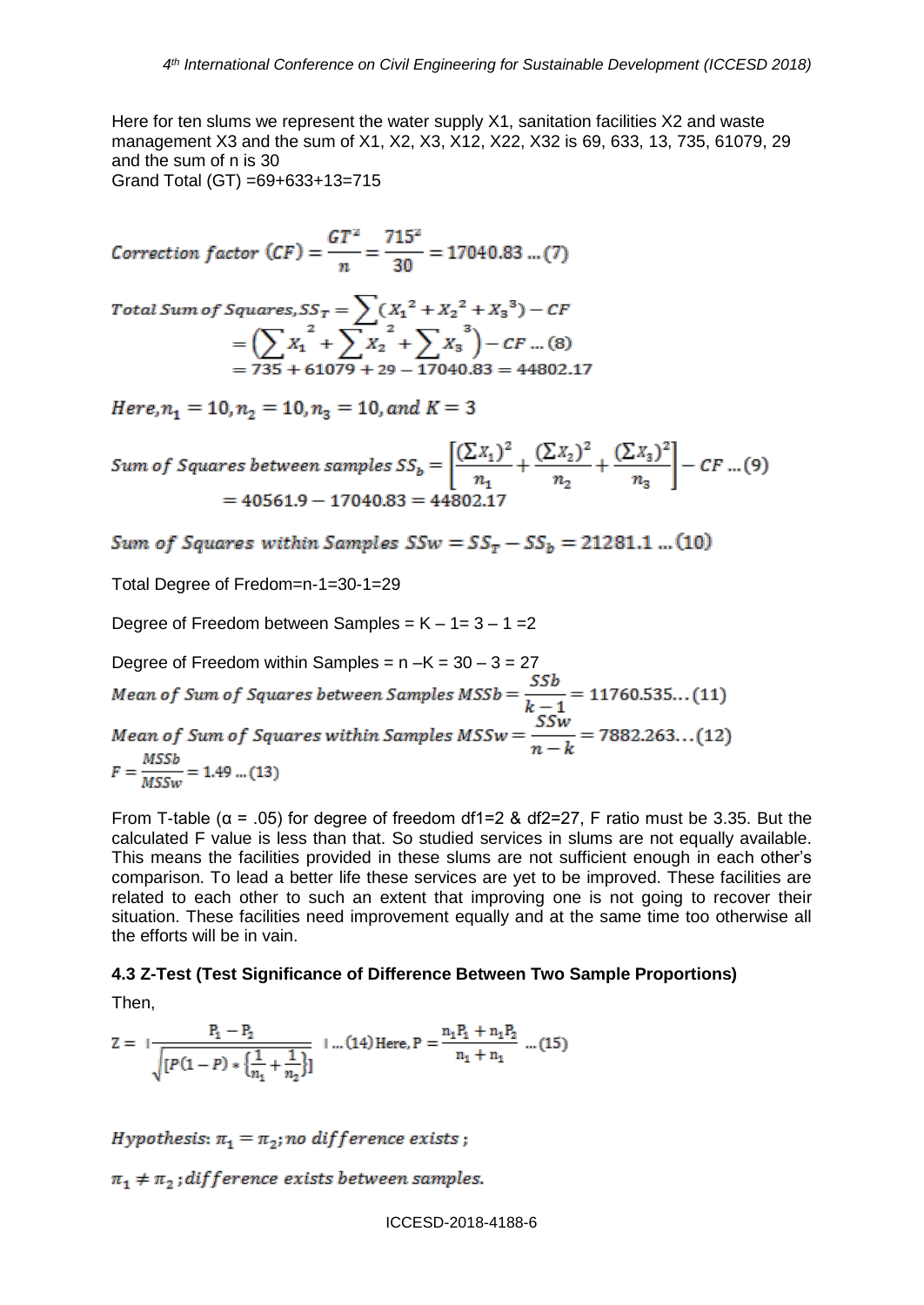Here for ten slums we represent the water supply X1, sanitation facilities X2 and waste management X3 and the sum of X1, X2, X3, X12, X22, X32 is 69, 633, 13, 735, 61079, 29 and the sum of n is 30

Grand Total (GT) =69+633+13=715

$$Correction\ factor\ (CF) = \frac{GT^2}{n} = \frac{715^2}{30} = 17040.83 \ldots (7)$$

$$Total\ Sum\ of\ Squares, SS_T = \sum (X_1{}^2 + X_2{}^2 + X_3{}^3) - CF$$
$$= \left(\sum X_1^2 + \sum X_2^2 + \sum X_3^3\right) - CF \ldots (8)$$
$$= 735 + 61079 + 29 - 17040.83 = 44802.17$$

$$Here, n_1 = 10, n_2 = 10, n_3 = 10, and\ K = 3$$

$$Sum\ of\ Squares\ between\ samples\ SS_b = \left[\frac{(\Sigma x_1)^2}{n_1} + \frac{(\Sigma x_2)^2}{n_2} + \frac{(\Sigma x_3)^2}{n_3}\right] - CF \ldots (9)$$
$$= 40561.9 - 17040.83 = 44802.17$$

$$Sum\ of\ Squares\ within\ Samples\ SSw = SS_T - SS_b = 21281.1 \ldots (10)$$

Total Degree of Fredom=n-1=30-1=29

Degree of Freedom between Samples = K – 1= 3 – 1 =2

Degree of Freedom within Samples = n –K = 30 – 3 = 27

$$Mean\ of\ Sum\ of\ Squares\ between\ Samples\ MSSb = \frac{SSb}{k-1} = 11760.535 \ldots (11)$$

$$Mean\ of\ Sum\ of\ Squares\ within\ Samples\ MSSw = \frac{SSw}{n-k} = 7882.263 \ldots (12)$$

$$F = \frac{MSSb}{MSSw} = 1.49 \ldots (13)$$

From T-table (α = .05) for degree of freedom df1=2 & df2=27, F ratio must be 3.35. But the calculated F value is less than that. So studied services in slums are not equally available. This means the facilities provided in these slums are not sufficient enough in each other's comparison. To lead a better life these services are yet to be improved. These facilities are related to each other to such an extent that improving one is not going to recover their situation. These facilities need improvement equally and at the same time too otherwise all the efforts will be in vain.

### 4.3 Z-Test (Test Significance of Difference Between Two Sample Proportions)

Then,

$$Z = \left| \frac{P_1 - P_2}{\sqrt{[P(1-P) * \{\frac{1}{n_1} + \frac{1}{n_2}\}]}} \right| \ldots (14)\ Here, P = \frac{n_1 P_1 + n_1 P_2}{n_1 + n_1} \ldots (15)$$

$$Hypothesis: \pi_1 = \pi_2; no\ difference\ exists;$$

$$\pi_1 \neq \pi_2; difference\ exists\ between\ samples.$$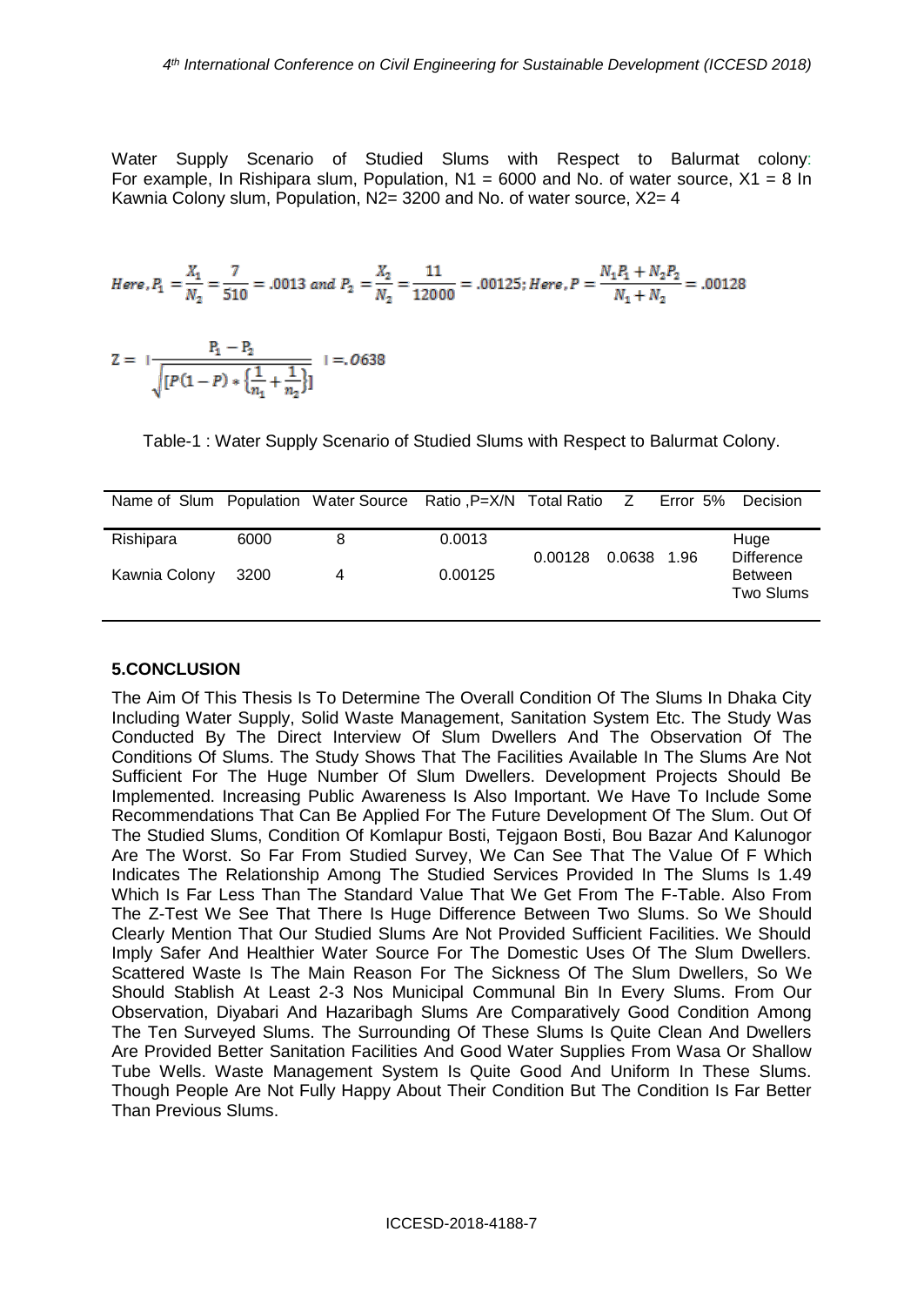Water Supply Scenario of Studied Slums with Respect to Balurmat colony: For example, In Rishipara slum, Population, N1 = 6000 and No. of water source, X1 = 8 In Kawnia Colony slum, Population, N2= 3200 and No. of water source, X2= 4

$$Here, P_1 = \frac{X_1}{N_2} = \frac{7}{510} = .0013 \text{ and } P_2 = \frac{X_2}{N_2} = \frac{11}{12000} = .00125; Here, P = \frac{N_1P_1 + N_2P_2}{N_1 + N_2} = .00128$$

$$Z = \left| \frac{P_1 - P_2}{\sqrt{[P(1-P) * \{\frac{1}{n_1} + \frac{1}{n_2}\}]}} \right| = .0638$$

Table-1 : Water Supply Scenario of Studied Slums with Respect to Balurmat Colony.

| Name of Slum | Population | Water Source | Ratio ,P=X/N | Total Ratio | Z | Error 5% | Decision |
|---|---|---|---|---|---|---|---|
| Rishipara | 6000 | 8 | 0.0013 | 0.00128 | 0.0638 | 1.96 | Huge Difference Between Two Slums |
| Kawnia Colony | 3200 | 4 | 0.00125 | | | | |

## 5.CONCLUSION

The Aim Of This Thesis Is To Determine The Overall Condition Of The Slums In Dhaka City Including Water Supply, Solid Waste Management, Sanitation System Etc. The Study Was Conducted By The Direct Interview Of Slum Dwellers And The Observation Of The Conditions Of Slums. The Study Shows That The Facilities Available In The Slums Are Not Sufficient For The Huge Number Of Slum Dwellers. Development Projects Should Be Implemented. Increasing Public Awareness Is Also Important. We Have To Include Some Recommendations That Can Be Applied For The Future Development Of The Slum. Out Of The Studied Slums, Condition Of Komlapur Bosti, Tejgaon Bosti, Bou Bazar And Kalunogor Are The Worst. So Far From Studied Survey, We Can See That The Value Of F Which Indicates The Relationship Among The Studied Services Provided In The Slums Is 1.49 Which Is Far Less Than The Standard Value That We Get From The F-Table. Also From The Z-Test We See That There Is Huge Difference Between Two Slums. So We Should Clearly Mention That Our Studied Slums Are Not Provided Sufficient Facilities. We Should Imply Safer And Healthier Water Source For The Domestic Uses Of The Slum Dwellers. Scattered Waste Is The Main Reason For The Sickness Of The Slum Dwellers, So We Should Stablish At Least 2-3 Nos Municipal Communal Bin In Every Slums. From Our Observation, Diyabari And Hazaribagh Slums Are Comparatively Good Condition Among The Ten Surveyed Slums. The Surrounding Of These Slums Is Quite Clean And Dwellers Are Provided Better Sanitation Facilities And Good Water Supplies From Wasa Or Shallow Tube Wells. Waste Management System Is Quite Good And Uniform In These Slums. Though People Are Not Fully Happy About Their Condition But The Condition Is Far Better Than Previous Slums.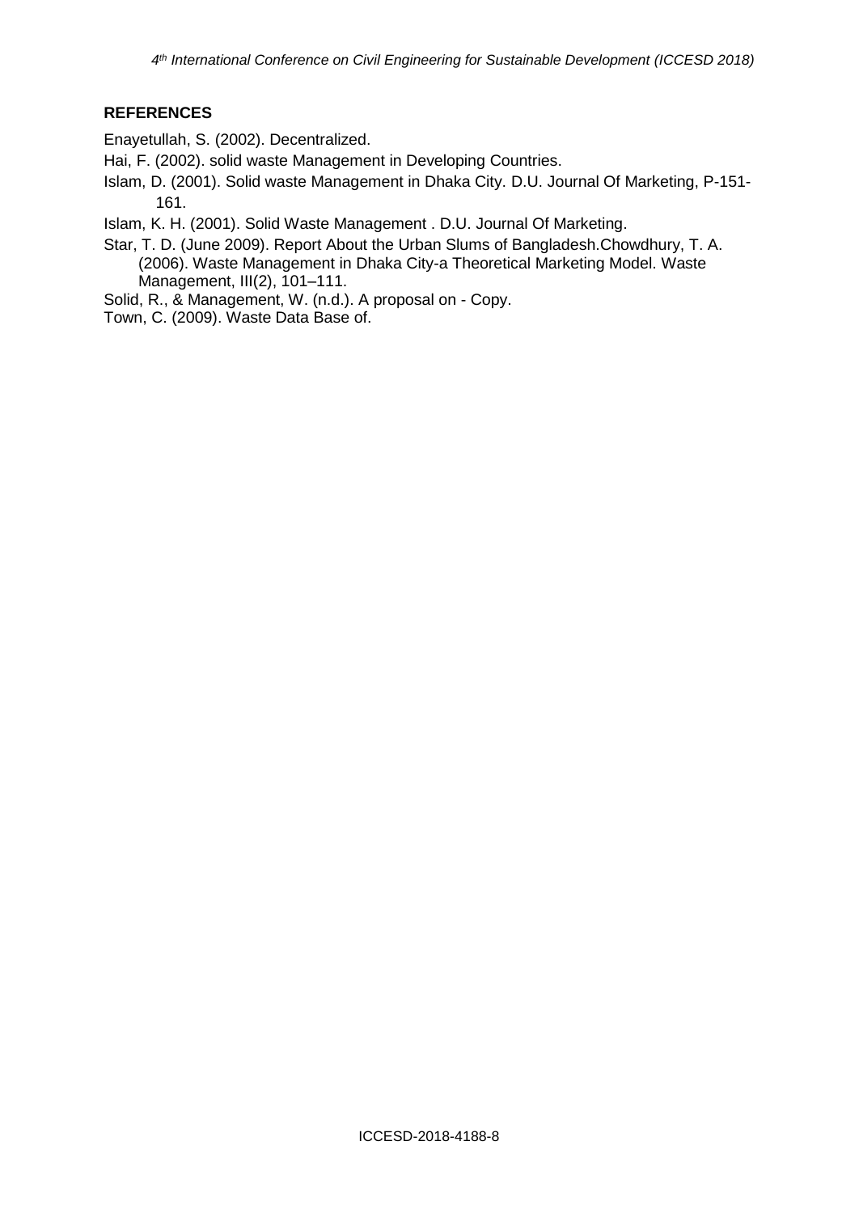## REFERENCES

Enayetullah, S. (2002). Decentralized.

Hai, F. (2002). solid waste Management in Developing Countries.

Islam, D. (2001). Solid waste Management in Dhaka City. D.U. Journal Of Marketing, P-151-161.

Islam, K. H. (2001). Solid Waste Management . D.U. Journal Of Marketing.

Star, T. D. (June 2009). Report About the Urban Slums of Bangladesh.Chowdhury, T. A. (2006). Waste Management in Dhaka City-a Theoretical Marketing Model. Waste Management, III(2), 101–111.

Solid, R., & Management, W. (n.d.). A proposal on - Copy.

Town, C. (2009). Waste Data Base of.